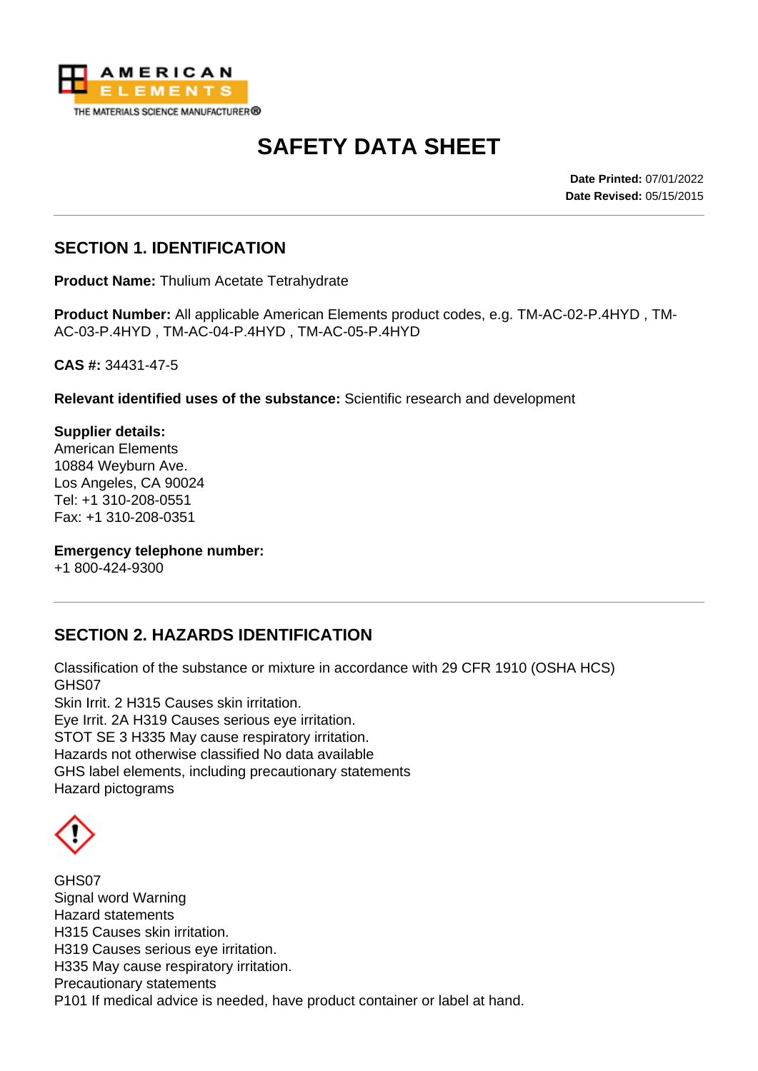# SAFETY DATA SHEET

**Date Printed:** 07/01/2022
**Date Revised:** 05/15/2015

## SECTION 1. IDENTIFICATION

**Product Name:** Thulium Acetate Tetrahydrate

**Product Number:** All applicable American Elements product codes, e.g. TM-AC-02-P.4HYD , TM-AC-03-P.4HYD , TM-AC-04-P.4HYD , TM-AC-05-P.4HYD

**CAS #:** 34431-47-5

**Relevant identified uses of the substance:** Scientific research and development

**Supplier details:**
American Elements
10884 Weyburn Ave.
Los Angeles, CA 90024
Tel: +1 310-208-0551
Fax: +1 310-208-0351

**Emergency telephone number:**
+1 800-424-9300

## SECTION 2. HAZARDS IDENTIFICATION

Classification of the substance or mixture in accordance with 29 CFR 1910 (OSHA HCS)
GHS07
Skin Irrit. 2 H315 Causes skin irritation.
Eye Irrit. 2A H319 Causes serious eye irritation.
STOT SE 3 H335 May cause respiratory irritation.
Hazards not otherwise classified No data available
GHS label elements, including precautionary statements
Hazard pictograms

GHS07
Signal word Warning
Hazard statements
H315 Causes skin irritation.
H319 Causes serious eye irritation.
H335 May cause respiratory irritation.
Precautionary statements
P101 If medical advice is needed, have product container or label at hand.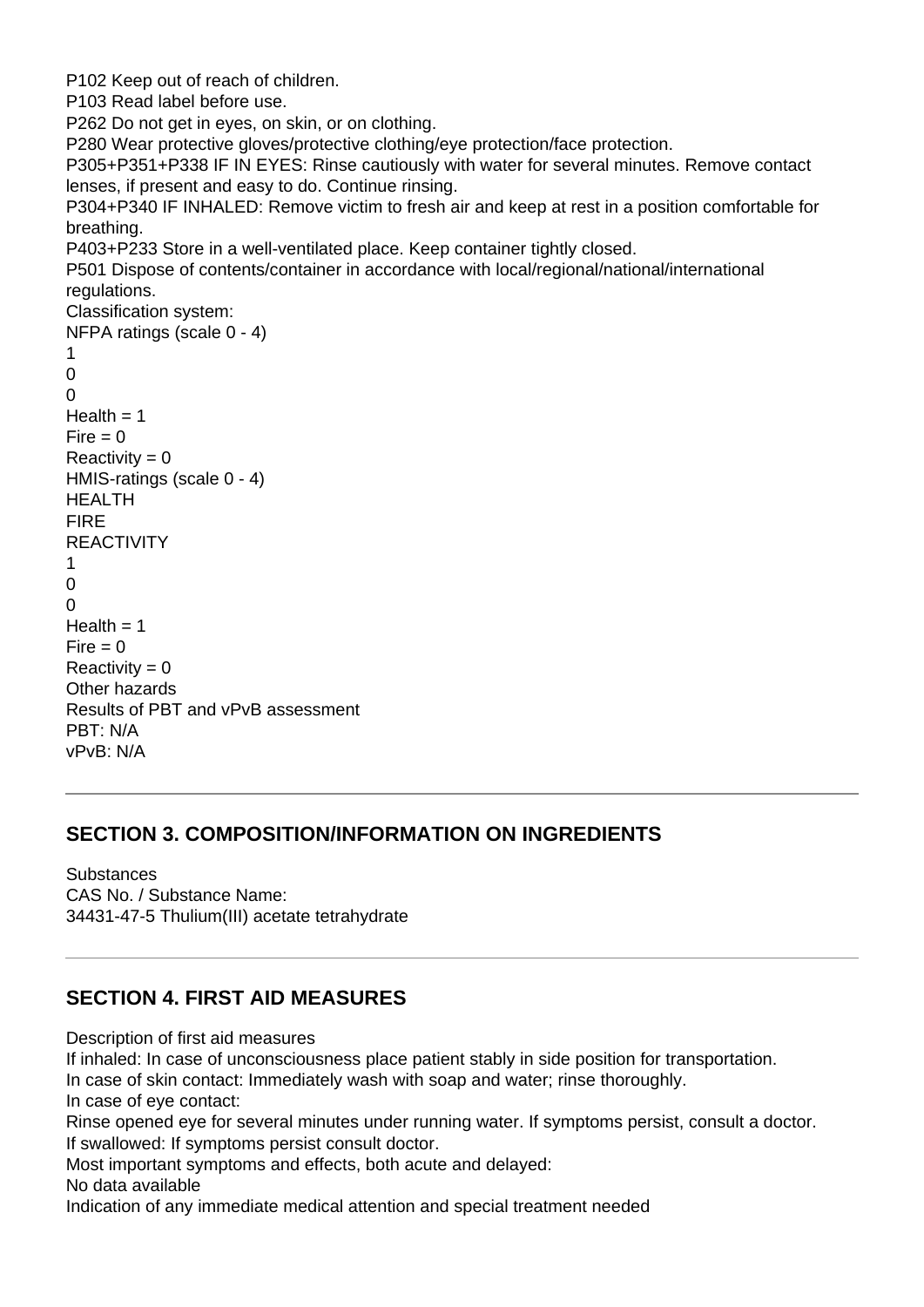P102 Keep out of reach of children.
P103 Read label before use.
P262 Do not get in eyes, on skin, or on clothing.
P280 Wear protective gloves/protective clothing/eye protection/face protection.
P305+P351+P338 IF IN EYES: Rinse cautiously with water for several minutes. Remove contact lenses, if present and easy to do. Continue rinsing.
P304+P340 IF INHALED: Remove victim to fresh air and keep at rest in a position comfortable for breathing.
P403+P233 Store in a well-ventilated place. Keep container tightly closed.
P501 Dispose of contents/container in accordance with local/regional/national/international regulations.
Classification system:
NFPA ratings (scale 0 - 4)
1
0
0
Health = 1
Fire = 0
Reactivity = 0
HMIS-ratings (scale 0 - 4)
HEALTH
FIRE
REACTIVITY
1
0
0
Health = 1
Fire = 0
Reactivity = 0
Other hazards
Results of PBT and vPvB assessment
PBT: N/A
vPvB: N/A

---

## SECTION 3. COMPOSITION/INFORMATION ON INGREDIENTS

Substances
CAS No. / Substance Name:
34431-47-5 Thulium(III) acetate tetrahydrate

---

## SECTION 4. FIRST AID MEASURES

Description of first aid measures
If inhaled: In case of unconsciousness place patient stably in side position for transportation.
In case of skin contact: Immediately wash with soap and water; rinse thoroughly.
In case of eye contact:
Rinse opened eye for several minutes under running water. If symptoms persist, consult a doctor.
If swallowed: If symptoms persist consult doctor.
Most important symptoms and effects, both acute and delayed:
No data available
Indication of any immediate medical attention and special treatment needed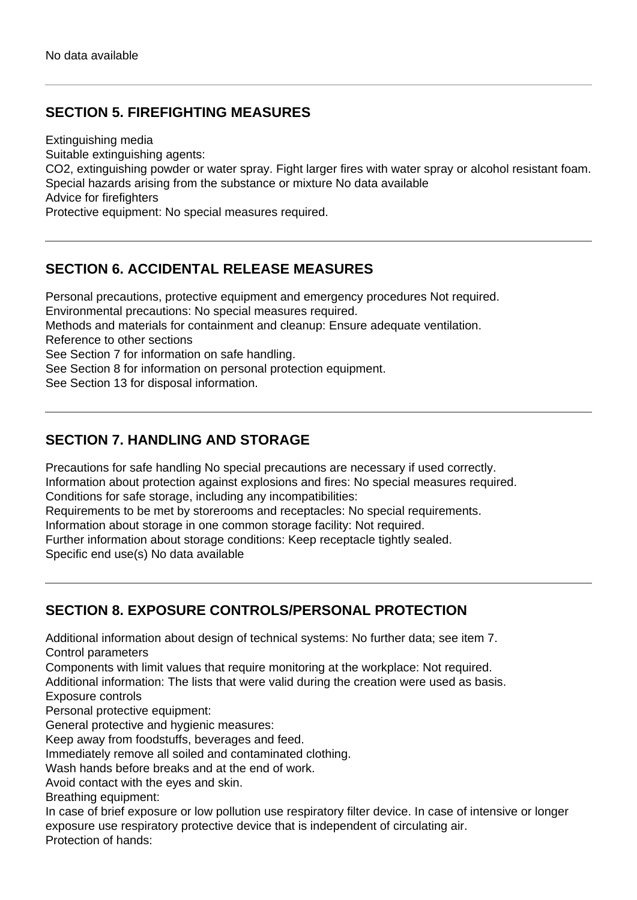No data available

## SECTION 5. FIREFIGHTING MEASURES

Extinguishing media
Suitable extinguishing agents:
$CO_2$, extinguishing powder or water spray. Fight larger fires with water spray or alcohol resistant foam.
Special hazards arising from the substance or mixture No data available
Advice for firefighters
Protective equipment: No special measures required.

## SECTION 6. ACCIDENTAL RELEASE MEASURES

Personal precautions, protective equipment and emergency procedures Not required.
Environmental precautions: No special measures required.
Methods and materials for containment and cleanup: Ensure adequate ventilation.
Reference to other sections
See Section 7 for information on safe handling.
See Section 8 for information on personal protection equipment.
See Section 13 for disposal information.

## SECTION 7. HANDLING AND STORAGE

Precautions for safe handling No special precautions are necessary if used correctly.
Information about protection against explosions and fires: No special measures required.
Conditions for safe storage, including any incompatibilities:
Requirements to be met by storerooms and receptacles: No special requirements.
Information about storage in one common storage facility: Not required.
Further information about storage conditions: Keep receptacle tightly sealed.
Specific end use(s) No data available

## SECTION 8. EXPOSURE CONTROLS/PERSONAL PROTECTION

Additional information about design of technical systems: No further data; see item 7.
Control parameters
Components with limit values that require monitoring at the workplace: Not required.
Additional information: The lists that were valid during the creation were used as basis.
Exposure controls
Personal protective equipment:
General protective and hygienic measures:
Keep away from foodstuffs, beverages and feed.
Immediately remove all soiled and contaminated clothing.
Wash hands before breaks and at the end of work.
Avoid contact with the eyes and skin.
Breathing equipment:
In case of brief exposure or low pollution use respiratory filter device. In case of intensive or longer exposure use respiratory protective device that is independent of circulating air.
Protection of hands: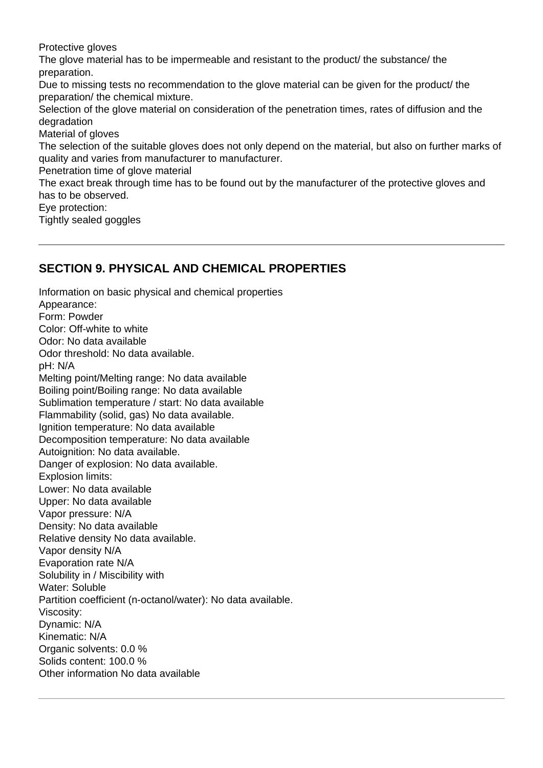Protective gloves

The glove material has to be impermeable and resistant to the product/ the substance/ the preparation.

Due to missing tests no recommendation to the glove material can be given for the product/ the preparation/ the chemical mixture.

Selection of the glove material on consideration of the penetration times, rates of diffusion and the degradation

Material of gloves

The selection of the suitable gloves does not only depend on the material, but also on further marks of quality and varies from manufacturer to manufacturer.

Penetration time of glove material

The exact break through time has to be found out by the manufacturer of the protective gloves and has to be observed.

Eye protection:

Tightly sealed goggles

---

## SECTION 9. PHYSICAL AND CHEMICAL PROPERTIES

Information on basic physical and chemical properties
Appearance:
Form: Powder
Color: Off-white to white
Odor: No data available
Odor threshold: No data available.
pH: N/A
Melting point/Melting range: No data available
Boiling point/Boiling range: No data available
Sublimation temperature / start: No data available
Flammability (solid, gas) No data available.
Ignition temperature: No data available
Decomposition temperature: No data available
Autoignition: No data available.
Danger of explosion: No data available.
Explosion limits:
Lower: No data available
Upper: No data available
Vapor pressure: N/A
Density: No data available
Relative density No data available.
Vapor density N/A
Evaporation rate N/A
Solubility in / Miscibility with
Water: Soluble
Partition coefficient (n-octanol/water): No data available.
Viscosity:
Dynamic: N/A
Kinematic: N/A
Organic solvents: 0.0 %
Solids content: 100.0 %
Other information No data available

---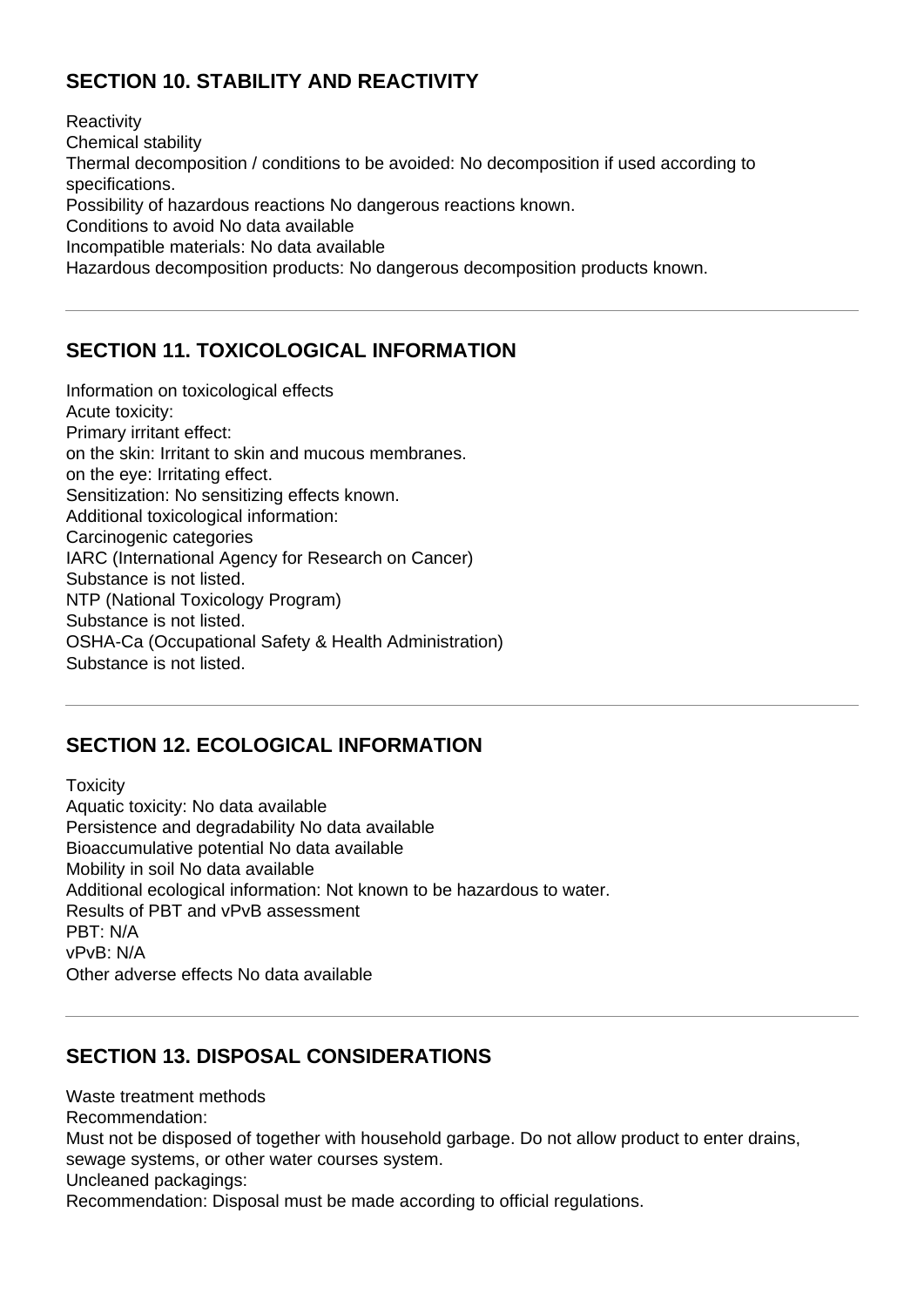## SECTION 10. STABILITY AND REACTIVITY

Reactivity
Chemical stability
Thermal decomposition / conditions to be avoided: No decomposition if used according to specifications.
Possibility of hazardous reactions No dangerous reactions known.
Conditions to avoid No data available
Incompatible materials: No data available
Hazardous decomposition products: No dangerous decomposition products known.

---

## SECTION 11. TOXICOLOGICAL INFORMATION

Information on toxicological effects
Acute toxicity:
Primary irritant effect:
on the skin: Irritant to skin and mucous membranes.
on the eye: Irritating effect.
Sensitization: No sensitizing effects known.
Additional toxicological information:
Carcinogenic categories
IARC (International Agency for Research on Cancer)
Substance is not listed.
NTP (National Toxicology Program)
Substance is not listed.
OSHA-Ca (Occupational Safety & Health Administration)
Substance is not listed.

---

## SECTION 12. ECOLOGICAL INFORMATION

Toxicity
Aquatic toxicity: No data available
Persistence and degradability No data available
Bioaccumulative potential No data available
Mobility in soil No data available
Additional ecological information: Not known to be hazardous to water.
Results of PBT and vPvB assessment
PBT: N/A
vPvB: N/A
Other adverse effects No data available

---

## SECTION 13. DISPOSAL CONSIDERATIONS

Waste treatment methods
Recommendation:
Must not be disposed of together with household garbage. Do not allow product to enter drains, sewage systems, or other water courses system.
Uncleaned packagings:
Recommendation: Disposal must be made according to official regulations.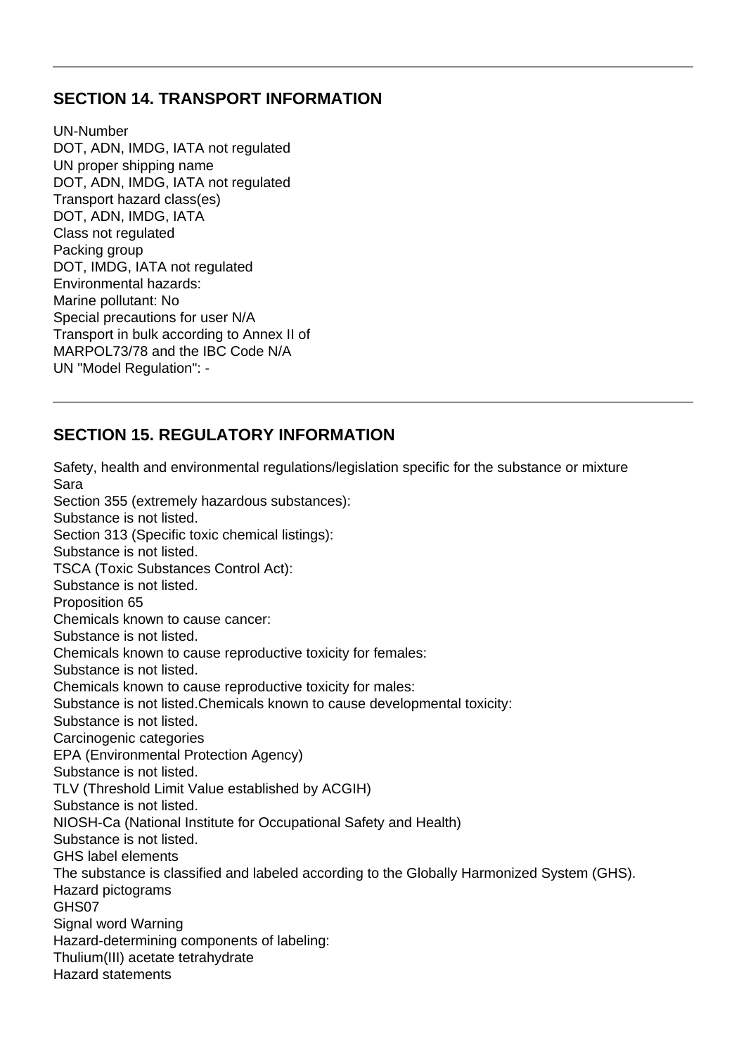## SECTION 14. TRANSPORT INFORMATION

UN-Number
DOT, ADN, IMDG, IATA not regulated
UN proper shipping name
DOT, ADN, IMDG, IATA not regulated
Transport hazard class(es)
DOT, ADN, IMDG, IATA
Class not regulated
Packing group
DOT, IMDG, IATA not regulated
Environmental hazards:
Marine pollutant: No
Special precautions for user N/A
Transport in bulk according to Annex II of
MARPOL73/78 and the IBC Code N/A
UN "Model Regulation": -

## SECTION 15. REGULATORY INFORMATION

Safety, health and environmental regulations/legislation specific for the substance or mixture
Sara
Section 355 (extremely hazardous substances):
Substance is not listed.
Section 313 (Specific toxic chemical listings):
Substance is not listed.
TSCA (Toxic Substances Control Act):
Substance is not listed.
Proposition 65
Chemicals known to cause cancer:
Substance is not listed.
Chemicals known to cause reproductive toxicity for females:
Substance is not listed.
Chemicals known to cause reproductive toxicity for males:
Substance is not listed.Chemicals known to cause developmental toxicity:
Substance is not listed.
Carcinogenic categories
EPA (Environmental Protection Agency)
Substance is not listed.
TLV (Threshold Limit Value established by ACGIH)
Substance is not listed.
NIOSH-Ca (National Institute for Occupational Safety and Health)
Substance is not listed.
GHS label elements
The substance is classified and labeled according to the Globally Harmonized System (GHS).
Hazard pictograms
GHS07
Signal word Warning
Hazard-determining components of labeling:
Thulium(III) acetate tetrahydrate
Hazard statements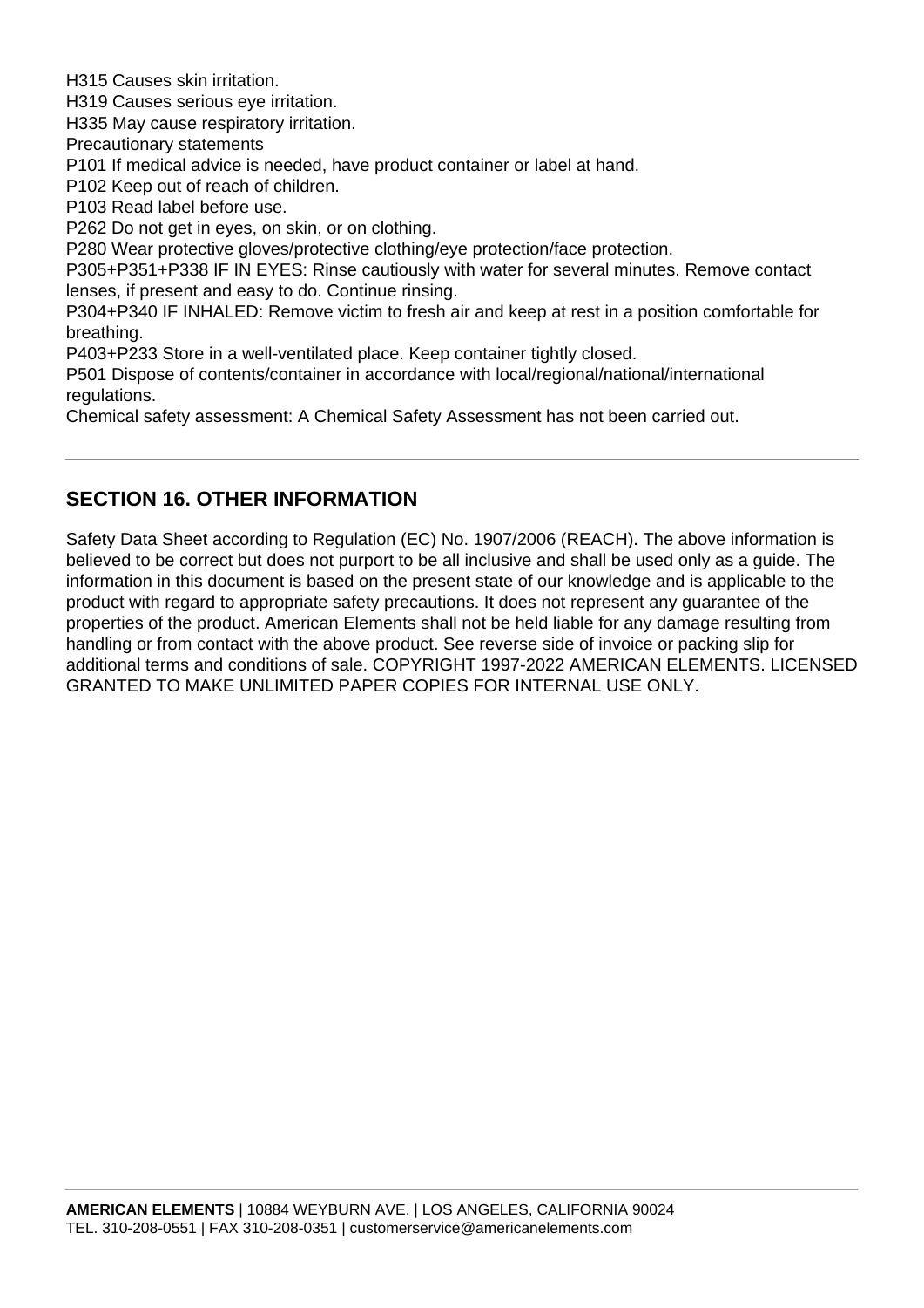H315 Causes skin irritation.
H319 Causes serious eye irritation.
H335 May cause respiratory irritation.
Precautionary statements
P101 If medical advice is needed, have product container or label at hand.
P102 Keep out of reach of children.
P103 Read label before use.
P262 Do not get in eyes, on skin, or on clothing.
P280 Wear protective gloves/protective clothing/eye protection/face protection.
P305+P351+P338 IF IN EYES: Rinse cautiously with water for several minutes. Remove contact lenses, if present and easy to do. Continue rinsing.
P304+P340 IF INHALED: Remove victim to fresh air and keep at rest in a position comfortable for breathing.
P403+P233 Store in a well-ventilated place. Keep container tightly closed.
P501 Dispose of contents/container in accordance with local/regional/national/international regulations.
Chemical safety assessment: A Chemical Safety Assessment has not been carried out.

---

## SECTION 16. OTHER INFORMATION

Safety Data Sheet according to Regulation (EC) No. 1907/2006 (REACH). The above information is believed to be correct but does not purport to be all inclusive and shall be used only as a guide. The information in this document is based on the present state of our knowledge and is applicable to the product with regard to appropriate safety precautions. It does not represent any guarantee of the properties of the product. American Elements shall not be held liable for any damage resulting from handling or from contact with the above product. See reverse side of invoice or packing slip for additional terms and conditions of sale. COPYRIGHT 1997-2022 AMERICAN ELEMENTS. LICENSED GRANTED TO MAKE UNLIMITED PAPER COPIES FOR INTERNAL USE ONLY.